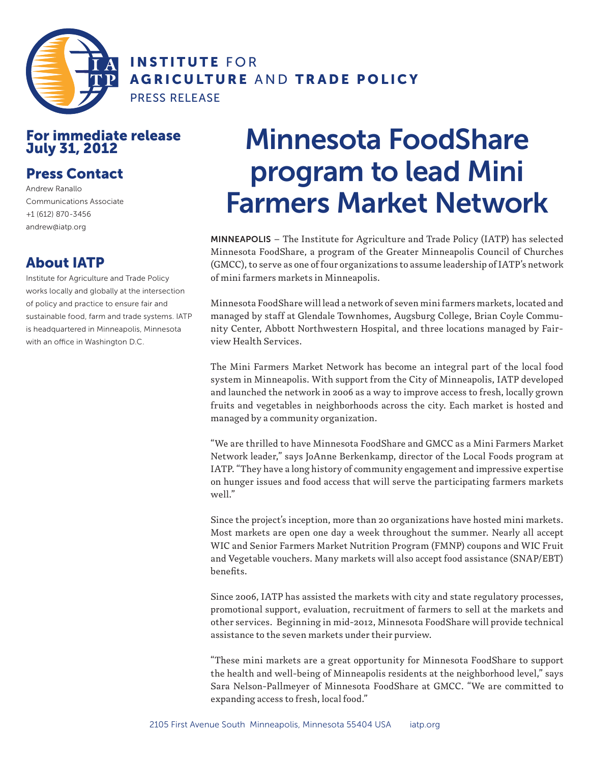**INSTITUTE** FOR
**AGRICULTURE** AND **TRADE POLICY**
PRESS RELEASE

## For immediate release July 31, 2012

## Press Contact

Andrew Ranallo
Communications Associate
+1 (612) 870-3456
andrew@iatp.org

## About IATP

Institute for Agriculture and Trade Policy works locally and globally at the intersection of policy and practice to ensure fair and sustainable food, farm and trade systems. IATP is headquartered in Minneapolis, Minnesota with an office in Washington D.C.

# Minnesota FoodShare program to lead Mini Farmers Market Network

**MINNEAPOLIS** – The Institute for Agriculture and Trade Policy (IATP) has selected Minnesota FoodShare, a program of the Greater Minneapolis Council of Churches (GMCC), to serve as one of four organizations to assume leadership of IATP's network of mini farmers markets in Minneapolis.

Minnesota FoodShare will lead a network of seven mini farmers markets, located and managed by staff at Glendale Townhomes, Augsburg College, Brian Coyle Community Center, Abbott Northwestern Hospital, and three locations managed by Fairview Health Services.

The Mini Farmers Market Network has become an integral part of the local food system in Minneapolis. With support from the City of Minneapolis, IATP developed and launched the network in 2006 as a way to improve access to fresh, locally grown fruits and vegetables in neighborhoods across the city. Each market is hosted and managed by a community organization.

"We are thrilled to have Minnesota FoodShare and GMCC as a Mini Farmers Market Network leader," says JoAnne Berkenkamp, director of the Local Foods program at IATP. "They have a long history of community engagement and impressive expertise on hunger issues and food access that will serve the participating farmers markets well."

Since the project's inception, more than 20 organizations have hosted mini markets. Most markets are open one day a week throughout the summer. Nearly all accept WIC and Senior Farmers Market Nutrition Program (FMNP) coupons and WIC Fruit and Vegetable vouchers. Many markets will also accept food assistance (SNAP/EBT) benefits.

Since 2006, IATP has assisted the markets with city and state regulatory processes, promotional support, evaluation, recruitment of farmers to sell at the markets and other services. Beginning in mid-2012, Minnesota FoodShare will provide technical assistance to the seven markets under their purview.

"These mini markets are a great opportunity for Minnesota FoodShare to support the health and well-being of Minneapolis residents at the neighborhood level," says Sara Nelson-Pallmeyer of Minnesota FoodShare at GMCC. "We are committed to expanding access to fresh, local food."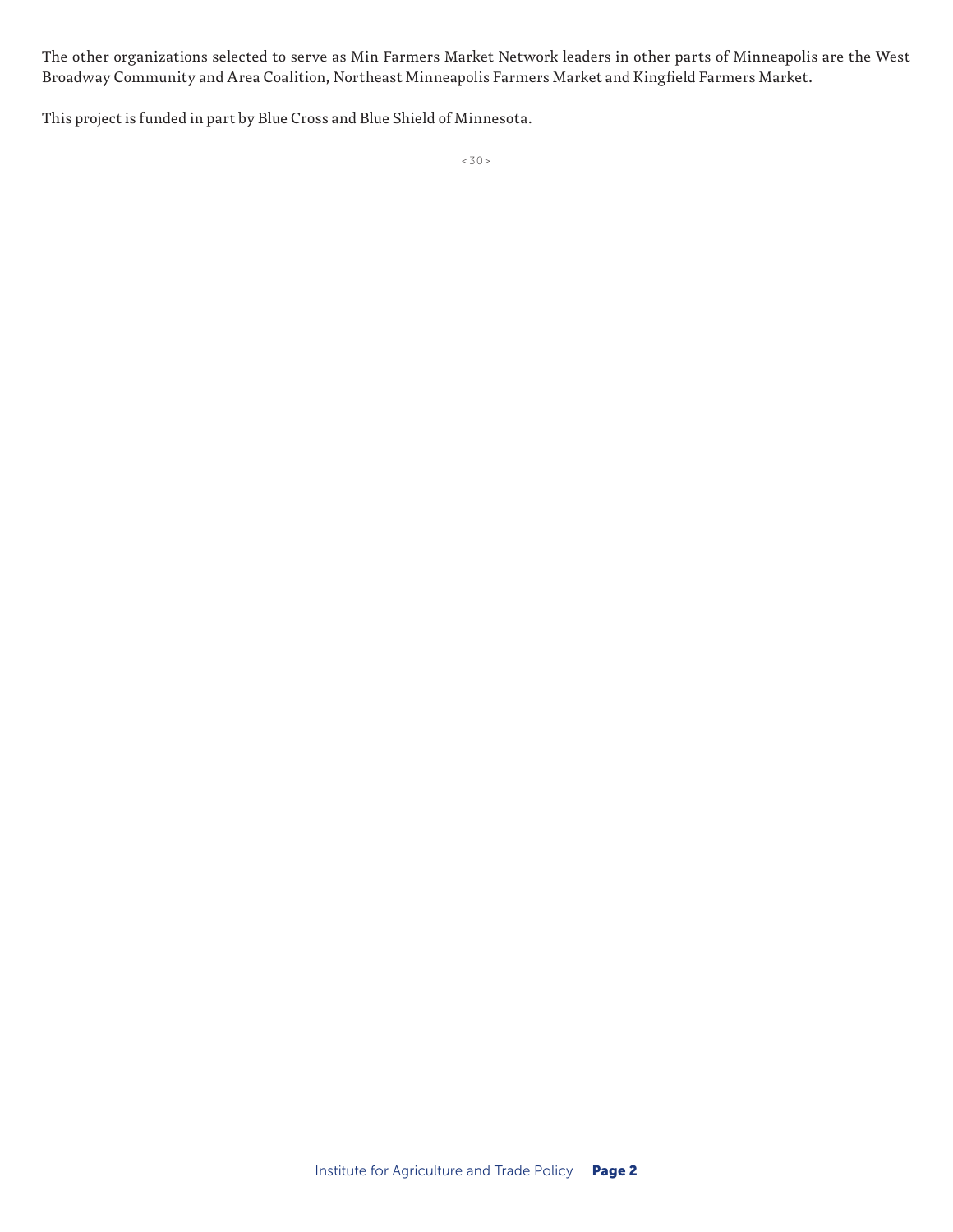The other organizations selected to serve as Min Farmers Market Network leaders in other parts of Minneapolis are the West Broadway Community and Area Coalition, Northeast Minneapolis Farmers Market and Kingfield Farmers Market.

This project is funded in part by Blue Cross and Blue Shield of Minnesota.

<30>